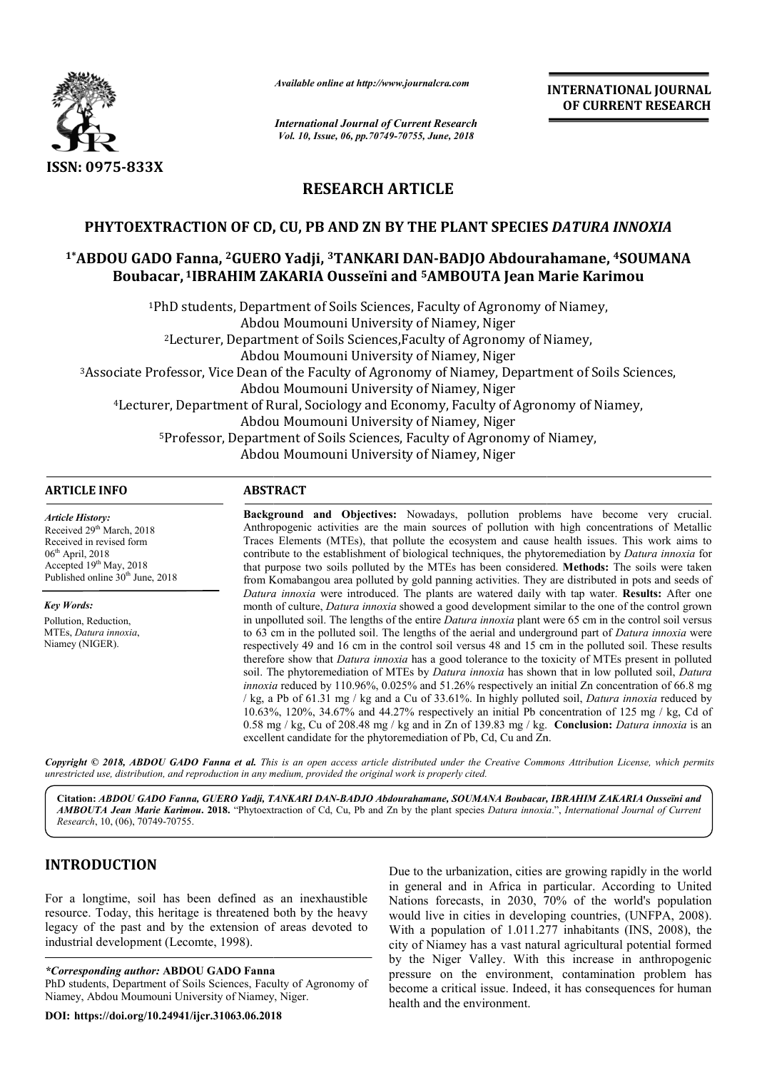# RESEARCH ARTICLE

## PHYTOEXTRACTION OF CD, CU, PB AND ZN BY THE PLANT SPECIES *DATURA INNOXIA*

**[1*]ABDOU GADO Fanna, [2]GUERO Yadji, [3]TANKARI DAN-BADJO Abdourahamane, [4]SOUMANA Boubacar, [1]IBRAHIM ZAKARIA Ousseïni and [5]AMBOUTA Jean Marie Karimou**

[1]PhD students, Department of Soils Sciences, Faculty of Agronomy of Niamey, Abdou Moumouni University of Niamey, Niger

[2]Lecturer, Department of Soils Sciences,Faculty of Agronomy of Niamey, Abdou Moumouni University of Niamey, Niger

[3]Associate Professor, Vice Dean of the Faculty of Agronomy of Niamey, Department of Soils Sciences, Abdou Moumouni University of Niamey, Niger

[4]Lecturer, Department of Rural, Sociology and Economy, Faculty of Agronomy of Niamey, Abdou Moumouni University of Niamey, Niger

[5]Professor, Department of Soils Sciences, Faculty of Agronomy of Niamey, Abdou Moumouni University of Niamey, Niger

### ARTICLE INFO

*Article History:*
Received 29th March, 2018
Received in revised form 06th April, 2018
Accepted 19th May, 2018
Published online 30th June, 2018

*Key Words:*
Pollution, Reduction, MTEs, *Datura innoxia*, Niamey (NIGER).

### ABSTRACT

**Background and Objectives:** Nowadays, pollution problems have become very crucial. Anthropogenic activities are the main sources of pollution with high concentrations of Metallic Traces Elements (MTEs), that pollute the ecosystem and cause health issues. This work aims to contribute to the establishment of biological techniques, the phytoremediation by *Datura innoxia* for that purpose two soils polluted by the MTEs has been considered. **Methods:** The soils were taken from Komabangou area polluted by gold panning activities. They are distributed in pots and seeds of *Datura innoxia* were introduced. The plants are watered daily with tap water. **Results:** After one month of culture, *Datura innoxia* showed a good development similar to the one of the control grown in unpolluted soil. The lengths of the entire *Datura innoxia* plant were 65 cm in the control soil versus to 63 cm in the polluted soil. The lengths of the aerial and underground part of *Datura innoxia* were respectively 49 and 16 cm in the control soil versus 48 and 15 cm in the polluted soil. These results therefore show that *Datura innoxia* has a good tolerance to the toxicity of MTEs present in polluted soil. The phytoremediation of MTEs by *Datura innoxia* has shown that in low polluted soil, *Datura innoxia* reduced by 110.96%, 0.025% and 51.26% respectively an initial Zn concentration of 66.8 mg / kg, a Pb of 61.31 mg / kg and a Cu of 33.61%. In highly polluted soil, *Datura innoxia* reduced by 10.63%, 120%, 34.67% and 44.27% respectively an initial Pb concentration of 125 mg / kg, Cd of 0.58 mg / kg, Cu of 208.48 mg / kg and in Zn of 139.83 mg / kg. **Conclusion:** *Datura innoxia* is an excellent candidate for the phytoremediation of Pb, Cd, Cu and Zn.

*Copyright © 2018, ABDOU GADO Fanna et al. This is an open access article distributed under the Creative Commons Attribution License, which permits unrestricted use, distribution, and reproduction in any medium, provided the original work is properly cited.*

**Citation:** *ABDOU GADO Fanna, GUERO Yadji, TANKARI DAN-BADJO Abdourahamane, SOUMANA Boubacar, IBRAHIM ZAKARIA Ousseïni and AMBOUTA Jean Marie Karimou.* **2018.** "Phytoextraction of Cd, Cu, Pb and Zn by the plant species *Datura innoxia*.", *International Journal of Current Research*, 10, (06), 70749-70755.

## INTRODUCTION

For a longtime, soil has been defined as an inexhaustible resource. Today, this heritage is threatened both by the heavy legacy of the past and by the extension of areas devoted to industrial development (Lecomte, 1998).

Due to the urbanization, cities are growing rapidly in the world in general and in Africa in particular. According to United Nations forecasts, in 2030, 70% of the world's population would live in cities in developing countries, (UNFPA, 2008). With a population of 1.011.277 inhabitants (INS, 2008), the city of Niamey has a vast natural agricultural potential formed by the Niger Valley. With this increase in anthropogenic pressure on the environment, contamination problem has become a critical issue. Indeed, it has consequences for human health and the environment.

*\*Corresponding author:* **ABDOU GADO Fanna**
PhD students, Department of Soils Sciences, Faculty of Agronomy of Niamey, Abdou Moumouni University of Niamey, Niger.

**DOI: https://doi.org/10.24941/ijcr.31063.06.2018**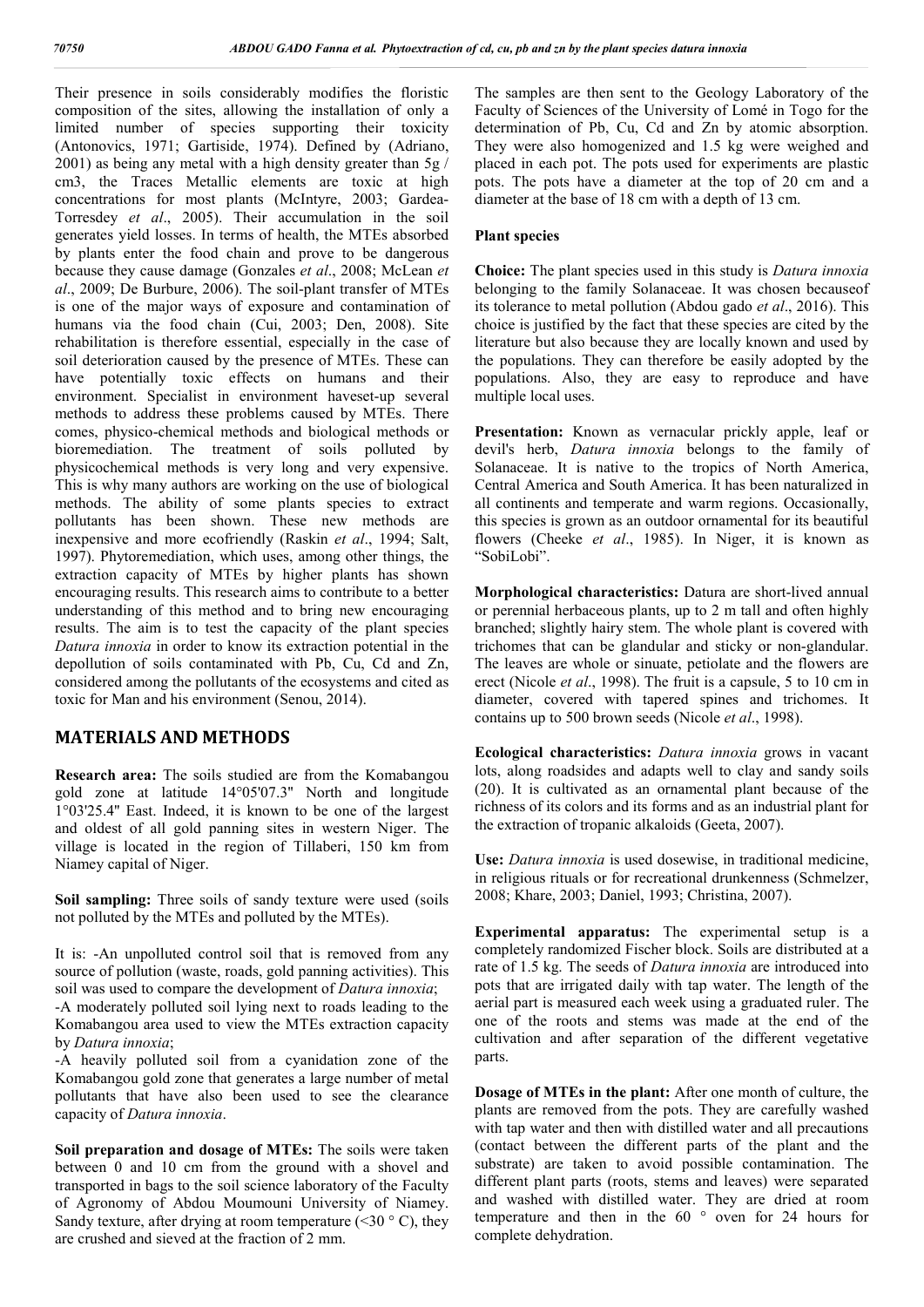Their presence in soils considerably modifies the floristic composition of the sites, allowing the installation of only a limited number of species supporting their toxicity (Antonovics, 1971; Gartiside, 1974). Defined by (Adriano, 2001) as being any metal with a high density greater than 5g / cm3, the Traces Metallic elements are toxic at high concentrations for most plants (McIntyre, 2003; Gardea-Torresdey *et al*., 2005). Their accumulation in the soil generates yield losses. In terms of health, the MTEs absorbed by plants enter the food chain and prove to be dangerous because they cause damage (Gonzales *et al*., 2008; McLean *et al*., 2009; De Burbure, 2006). The soil-plant transfer of MTEs is one of the major ways of exposure and contamination of humans via the food chain (Cui, 2003; Den, 2008). Site rehabilitation is therefore essential, especially in the case of soil deterioration caused by the presence of MTEs. These can have potentially toxic effects on humans and their environment. Specialist in environment haveset-up several methods to address these problems caused by MTEs. There comes, physico-chemical methods and biological methods or bioremediation. The treatment of soils polluted by physicochemical methods is very long and very expensive. This is why many authors are working on the use of biological methods. The ability of some plants species to extract pollutants has been shown. These new methods are inexpensive and more ecofriendly (Raskin *et al*., 1994; Salt, 1997). Phytoremediation, which uses, among other things, the extraction capacity of MTEs by higher plants has shown encouraging results. This research aims to contribute to a better understanding of this method and to bring new encouraging results. The aim is to test the capacity of the plant species *Datura innoxia* in order to know its extraction potential in the depollution of soils contaminated with Pb, Cu, Cd and Zn, considered among the pollutants of the ecosystems and cited as toxic for Man and his environment (Senou, 2014).

## MATERIALS AND METHODS

**Research area:** The soils studied are from the Komabangou gold zone at latitude 14°05'07.3" North and longitude 1°03'25.4" East. Indeed, it is known to be one of the largest and oldest of all gold panning sites in western Niger. The village is located in the region of Tillaberi, 150 km from Niamey capital of Niger.

**Soil sampling:** Three soils of sandy texture were used (soils not polluted by the MTEs and polluted by the MTEs).

It is: -An unpolluted control soil that is removed from any source of pollution (waste, roads, gold panning activities). This soil was used to compare the development of *Datura innoxia*;

-A moderately polluted soil lying next to roads leading to the Komabangou area used to view the MTEs extraction capacity by *Datura innoxia*;

-A heavily polluted soil from a cyanidation zone of the Komabangou gold zone that generates a large number of metal pollutants that have also been used to see the clearance capacity of *Datura innoxia*.

**Soil preparation and dosage of MTEs:** The soils were taken between 0 and 10 cm from the ground with a shovel and transported in bags to the soil science laboratory of the Faculty of Agronomy of Abdou Moumouni University of Niamey. Sandy texture, after drying at room temperature (<30 ° C), they are crushed and sieved at the fraction of 2 mm.

The samples are then sent to the Geology Laboratory of the Faculty of Sciences of the University of Lomé in Togo for the determination of Pb, Cu, Cd and Zn by atomic absorption. They were also homogenized and 1.5 kg were weighed and placed in each pot. The pots used for experiments are plastic pots. The pots have a diameter at the top of 20 cm and a diameter at the base of 18 cm with a depth of 13 cm.

### Plant species

**Choice:** The plant species used in this study is *Datura innoxia* belonging to the family Solanaceae. It was chosen becauseof its tolerance to metal pollution (Abdou gado *et al*., 2016). This choice is justified by the fact that these species are cited by the literature but also because they are locally known and used by the populations. They can therefore be easily adopted by the populations. Also, they are easy to reproduce and have multiple local uses.

**Presentation:** Known as vernacular prickly apple, leaf or devil's herb, *Datura innoxia* belongs to the family of Solanaceae. It is native to the tropics of North America, Central America and South America. It has been naturalized in all continents and temperate and warm regions. Occasionally, this species is grown as an outdoor ornamental for its beautiful flowers (Cheeke *et al*., 1985). In Niger, it is known as "SobiLobi".

**Morphological characteristics:** Datura are short-lived annual or perennial herbaceous plants, up to 2 m tall and often highly branched; slightly hairy stem. The whole plant is covered with trichomes that can be glandular and sticky or non-glandular. The leaves are whole or sinuate, petiolate and the flowers are erect (Nicole *et al*., 1998). The fruit is a capsule, 5 to 10 cm in diameter, covered with tapered spines and trichomes. It contains up to 500 brown seeds (Nicole *et al*., 1998).

**Ecological characteristics:** *Datura innoxia* grows in vacant lots, along roadsides and adapts well to clay and sandy soils (20). It is cultivated as an ornamental plant because of the richness of its colors and its forms and as an industrial plant for the extraction of tropanic alkaloids (Geeta, 2007).

**Use:** *Datura innoxia* is used dosewise, in traditional medicine, in religious rituals or for recreational drunkenness (Schmelzer, 2008; Khare, 2003; Daniel, 1993; Christina, 2007).

**Experimental apparatus:** The experimental setup is a completely randomized Fischer block. Soils are distributed at a rate of 1.5 kg. The seeds of *Datura innoxia* are introduced into pots that are irrigated daily with tap water. The length of the aerial part is measured each week using a graduated ruler. The one of the roots and stems was made at the end of the cultivation and after separation of the different vegetative parts.

**Dosage of MTEs in the plant:** After one month of culture, the plants are removed from the pots. They are carefully washed with tap water and then with distilled water and all precautions (contact between the different parts of the plant and the substrate) are taken to avoid possible contamination. The different plant parts (roots, stems and leaves) were separated and washed with distilled water. They are dried at room temperature and then in the 60 ° oven for 24 hours for complete dehydration.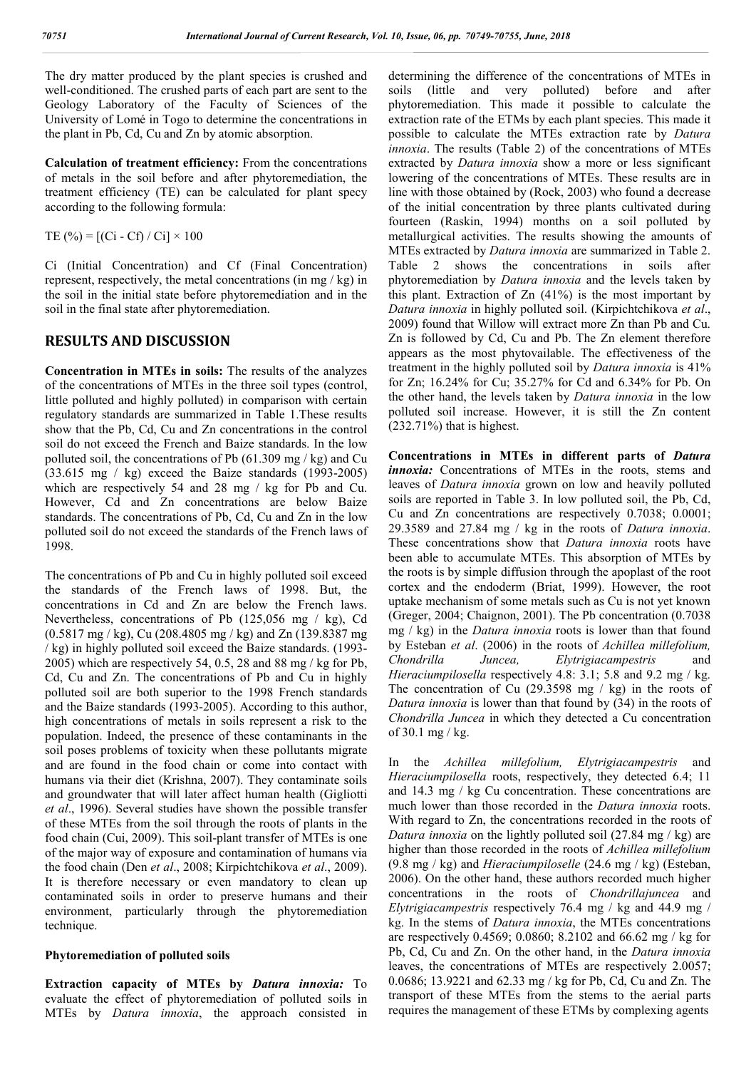The dry matter produced by the plant species is crushed and well-conditioned. The crushed parts of each part are sent to the Geology Laboratory of the Faculty of Sciences of the University of Lomé in Togo to determine the concentrations in the plant in Pb, Cd, Cu and Zn by atomic absorption.

**Calculation of treatment efficiency:** From the concentrations of metals in the soil before and after phytoremediation, the treatment efficiency (TE) can be calculated for plant specy according to the following formula:

$$TE (\%) = [(Ci - Cf) / Ci] \times 100$$

Ci (Initial Concentration) and Cf (Final Concentration) represent, respectively, the metal concentrations (in mg / kg) in the soil in the initial state before phytoremediation and in the soil in the final state after phytoremediation.

## RESULTS AND DISCUSSION

**Concentration in MTEs in soils:** The results of the analyzes of the concentrations of MTEs in the three soil types (control, little polluted and highly polluted) in comparison with certain regulatory standards are summarized in Table 1.These results show that the Pb, Cd, Cu and Zn concentrations in the control soil do not exceed the French and Baize standards. In the low polluted soil, the concentrations of Pb (61.309 mg / kg) and Cu (33.615 mg / kg) exceed the Baize standards (1993-2005) which are respectively 54 and 28 mg / kg for Pb and Cu. However, Cd and Zn concentrations are below Baize standards. The concentrations of Pb, Cd, Cu and Zn in the low polluted soil do not exceed the standards of the French laws of 1998.

The concentrations of Pb and Cu in highly polluted soil exceed the standards of the French laws of 1998. But, the concentrations in Cd and Zn are below the French laws. Nevertheless, concentrations of Pb (125,056 mg / kg), Cd (0.5817 mg / kg), Cu (208.4805 mg / kg) and Zn (139.8387 mg / kg) in highly polluted soil exceed the Baize standards. (1993-2005) which are respectively 54, 0.5, 28 and 88 mg / kg for Pb, Cd, Cu and Zn. The concentrations of Pb and Cu in highly polluted soil are both superior to the 1998 French standards and the Baize standards (1993-2005). According to this author, high concentrations of metals in soils represent a risk to the population. Indeed, the presence of these contaminants in the soil poses problems of toxicity when these pollutants migrate and are found in the food chain or come into contact with humans via their diet (Krishna, 2007). They contaminate soils and groundwater that will later affect human health (Gigliotti *et al*., 1996). Several studies have shown the possible transfer of these MTEs from the soil through the roots of plants in the food chain (Cui, 2009). This soil-plant transfer of MTEs is one of the major way of exposure and contamination of humans via the food chain (Den *et al*., 2008; Kirpichtchikova *et al*., 2009). It is therefore necessary or even mandatory to clean up contaminated soils in order to preserve humans and their environment, particularly through the phytoremediation technique.

### Phytoremediation of polluted soils

**Extraction capacity of MTEs by *Datura innoxia*:** To evaluate the effect of phytoremediation of polluted soils in MTEs by *Datura innoxia*, the approach consisted in determining the difference of the concentrations of MTEs in soils (little and very polluted) before and after phytoremediation. This made it possible to calculate the extraction rate of the ETMs by each plant species. This made it possible to calculate the MTEs extraction rate by *Datura innoxia*. The results (Table 2) of the concentrations of MTEs extracted by *Datura innoxia* show a more or less significant lowering of the concentrations of MTEs. These results are in line with those obtained by (Rock, 2003) who found a decrease of the initial concentration by three plants cultivated during fourteen (Raskin, 1994) months on a soil polluted by metallurgical activities. The results showing the amounts of MTEs extracted by *Datura innoxia* are summarized in Table 2. Table 2 shows the concentrations in soils after phytoremediation by *Datura innoxia* and the levels taken by this plant. Extraction of Zn (41%) is the most important by *Datura innoxia* in highly polluted soil. (Kirpichtchikova *et al*., 2009) found that Willow will extract more Zn than Pb and Cu. Zn is followed by Cd, Cu and Pb. The Zn element therefore appears as the most phytovailable. The effectiveness of the treatment in the highly polluted soil by *Datura innoxia* is 41% for Zn; 16.24% for Cu; 35.27% for Cd and 6.34% for Pb. On the other hand, the levels taken by *Datura innoxia* in the low polluted soil increase. However, it is still the Zn content (232.71%) that is highest.

**Concentrations in MTEs in different parts of *Datura innoxia*:** Concentrations of MTEs in the roots, stems and leaves of *Datura innoxia* grown on low and heavily polluted soils are reported in Table 3. In low polluted soil, the Pb, Cd, Cu and Zn concentrations are respectively 0.7038; 0.0001; 29.3589 and 27.84 mg / kg in the roots of *Datura innoxia*. These concentrations show that *Datura innoxia* roots have been able to accumulate MTEs. This absorption of MTEs by the roots is by simple diffusion through the apoplast of the root cortex and the endoderm (Briat, 1999). However, the root uptake mechanism of some metals such as Cu is not yet known (Greger, 2004; Chaignon, 2001). The Pb concentration (0.7038 mg / kg) in the *Datura innoxia* roots is lower than that found by Esteban *et al*. (2006) in the roots of *Achillea millefolium, Chondrilla Juncea, Elytrigiacampestris* and *Hieraciumpilosella* respectively 4.8: 3.1; 5.8 and 9.2 mg / kg. The concentration of Cu (29.3598 mg / kg) in the roots of *Datura innoxia* is lower than that found by (34) in the roots of *Chondrilla Juncea* in which they detected a Cu concentration of 30.1 mg / kg.

In the *Achillea millefolium, Elytrigiacampestris* and *Hieraciumpilosella* roots, respectively, they detected 6.4; 11 and 14.3 mg / kg Cu concentration. These concentrations are much lower than those recorded in the *Datura innoxia* roots. With regard to Zn, the concentrations recorded in the roots of *Datura innoxia* on the lightly polluted soil (27.84 mg / kg) are higher than those recorded in the roots of *Achillea millefolium* (9.8 mg / kg) and *Hieraciumpiloselle* (24.6 mg / kg) (Esteban, 2006). On the other hand, these authors recorded much higher concentrations in the roots of *Chondrillajuncea* and *Elytrigiacampestris* respectively 76.4 mg / kg and 44.9 mg / kg. In the stems of *Datura innoxia*, the MTEs concentrations are respectively 0.4569; 0.0860; 8.2102 and 66.62 mg / kg for Pb, Cd, Cu and Zn. On the other hand, in the *Datura innoxia* leaves, the concentrations of MTEs are respectively 2.0057; 0.0686; 13.9221 and 62.33 mg / kg for Pb, Cd, Cu and Zn. The transport of these MTEs from the stems to the aerial parts requires the management of these ETMs by complexing agents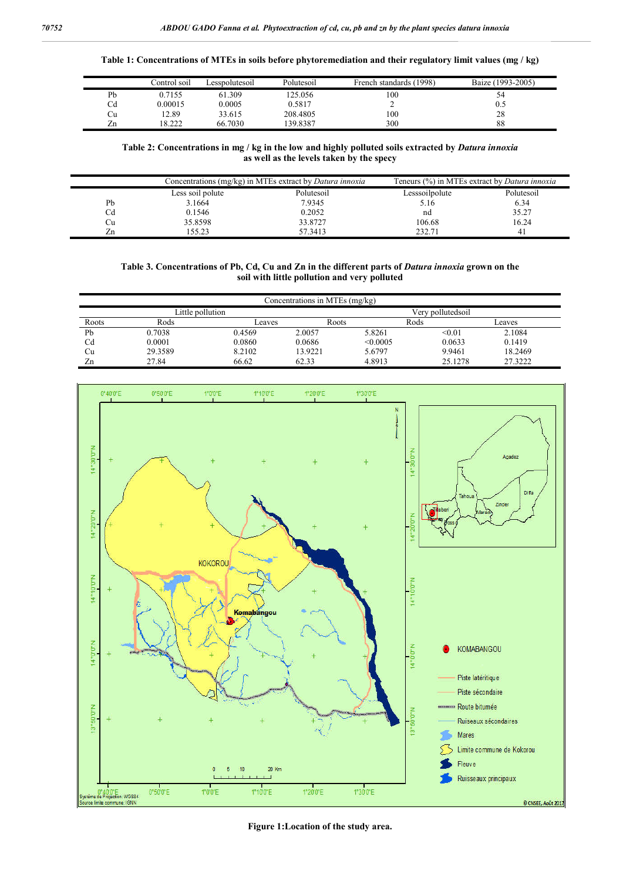**Table 1: Concentrations of MTEs in soils before phytoremediation and their regulatory limit values (mg / kg)**

| | Control soil | Lesspolutesoil | Polutesoil | French standards (1998) | Baize (1993-2005) |
|---|---|---|---|---|---|
| Pb | 0.7155 | 61.309 | 125.056 | 100 | 54 |
| Cd | 0.00015 | 0.0005 | 0.5817 | 2 | 0.5 |
| Cu | 12.89 | 33.615 | 208.4805 | 100 | 28 |
| Zn | 18.222 | 66.7030 | 139.8387 | 300 | 88 |

**Table 2: Concentrations in mg / kg in the low and highly polluted soils extracted by *Datura innoxia* as well as the levels taken by the specy**

| | Concentrations (mg/kg) in MTEs extract by *Datura innoxia* | | Teneurs (%) in MTEs extract by *Datura innoxia* | |
|---|---|---|---|---|
| | Less soil polute | Polutesoil | Lesssoilpolute | Polutesoil |
| Pb | 3.1664 | 7.9345 | 5.16 | 6.34 |
| Cd | 0.1546 | 0.2052 | nd | 35.27 |
| Cu | 35.8598 | 33.8727 | 106.68 | 16.24 |
| Zn | 155.23 | 57.3413 | 232.71 | 41 |

**Table 3. Concentrations of Pb, Cd, Cu and Zn in the different parts of *Datura innoxia* grown on the soil with little pollution and very polluted**

| Concentrations in MTEs (mg/kg) | | | | | | |
|---|---|---|---|---|---|---|
| | Little pollution | | | Very pollutedsoil | | |
| Roots | Rods | Leaves | Roots | Rods | Leaves | |
| Pb | 0.7038 | 0.4569 | 2.0057 | 5.8261 | <0.01 | 2.1084 |
| Cd | 0.0001 | 0.0860 | 0.0686 | <0.0005 | 0.0633 | 0.1419 |
| Cu | 29.3589 | 8.2102 | 13.9221 | 5.6797 | 9.9461 | 18.2469 |
| Zn | 27.84 | 66.62 | 62.33 | 4.8913 | 25.1278 | 27.3222 |

**Figure 1:Location of the study area.**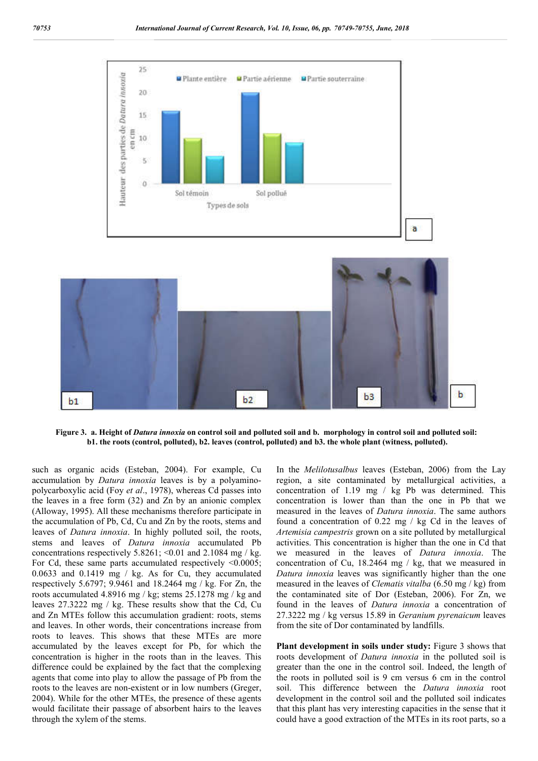Figure 3. a. Height of *Datura innoxia* on control soil and polluted soil and b. morphology in control soil and polluted soil: b1. the roots (control, polluted), b2. leaves (control, polluted) and b3. the whole plant (witness, polluted).

such as organic acids (Esteban, 2004). For example, Cu accumulation by *Datura innoxia* leaves is by a polyamino-polycarboxylic acid (Foy *et al*., 1978), whereas Cd passes into the leaves in a free form (32) and Zn by an anionic complex (Alloway, 1995). All these mechanisms therefore participate in the accumulation of Pb, Cd, Cu and Zn by the roots, stems and leaves of *Datura innoxia*. In highly polluted soil, the roots, stems and leaves of *Datura innoxia* accumulated Pb concentrations respectively 5.8261; <0.01 and 2.1084 mg / kg. For Cd, these same parts accumulated respectively <0.0005; 0.0633 and 0.1419 mg / kg. As for Cu, they accumulated respectively 5.6797; 9.9461 and 18.2464 mg / kg. For Zn, the roots accumulated 4.8916 mg / kg; stems 25.1278 mg / kg and leaves 27.3222 mg / kg. These results show that the Cd, Cu and Zn MTEs follow this accumulation gradient: roots, stems and leaves. In other words, their concentrations increase from roots to leaves. This shows that these MTEs are more accumulated by the leaves except for Pb, for which the concentration is higher in the roots than in the leaves. This difference could be explained by the fact that the complexing agents that come into play to allow the passage of Pb from the roots to the leaves are non-existent or in low numbers (Greger, 2004). While for the other MTEs, the presence of these agents would facilitate their passage of absorbent hairs to the leaves through the xylem of the stems.

In the *Melilotusalbus* leaves (Esteban, 2006) from the Lay region, a site contaminated by metallurgical activities, a concentration of 1.19 mg / kg Pb was determined. This concentration is lower than than the one in Pb that we measured in the leaves of *Datura innoxia*. The same authors found a concentration of 0.22 mg / kg Cd in the leaves of *Artemisia campestris* grown on a site polluted by metallurgical activities. This concentration is higher than the one in Cd that we measured in the leaves of *Datura innoxia*. The concentration of Cu, 18.2464 mg / kg, that we measured in *Datura innoxia* leaves was significantly higher than the one measured in the leaves of *Clematis vitalba* (6.50 mg / kg) from the contaminated site of Dor (Esteban, 2006). For Zn, we found in the leaves of *Datura innoxia* a concentration of 27.3222 mg / kg versus 15.89 in *Geranium pyrenaicum* leaves from the site of Dor contaminated by landfills.

**Plant development in soils under study:** Figure 3 shows that roots development of *Datura innoxia* in the polluted soil is greater than the one in the control soil. Indeed, the length of the roots in polluted soil is 9 cm versus 6 cm in the control soil. This difference between the *Datura innoxia* root development in the control soil and the polluted soil indicates that this plant has very interesting capacities in the sense that it could have a good extraction of the MTEs in its root parts, so a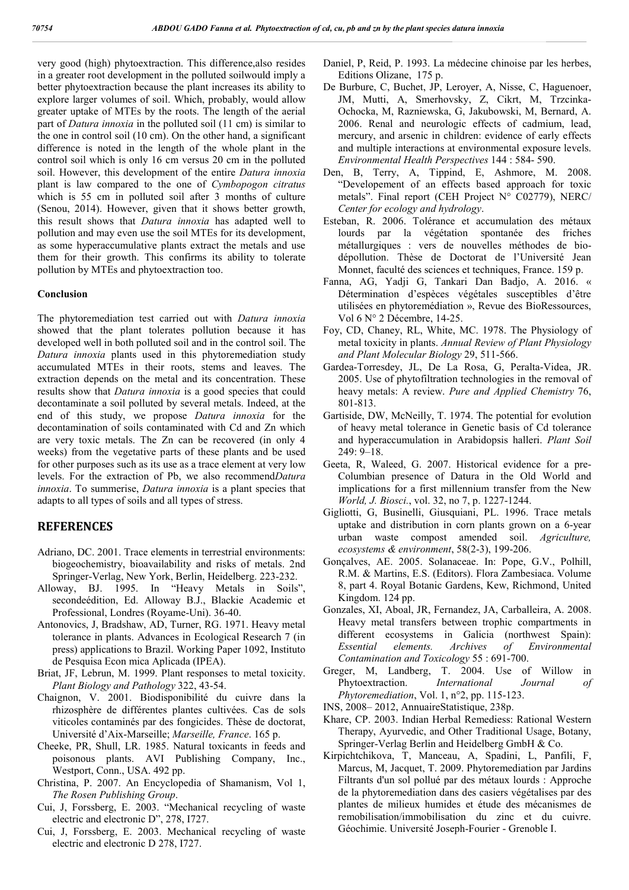very good (high) phytoextraction. This difference,also resides in a greater root development in the polluted soilwould imply a better phytoextraction because the plant increases its ability to explore larger volumes of soil. Which, probably, would allow greater uptake of MTEs by the roots. The length of the aerial part of *Datura innoxia* in the polluted soil (11 cm) is similar to the one in control soil (10 cm). On the other hand, a significant difference is noted in the length of the whole plant in the control soil which is only 16 cm versus 20 cm in the polluted soil. However, this development of the entire *Datura innoxia* plant is law compared to the one of *Cymbopogon citratus* which is 55 cm in polluted soil after 3 months of culture (Senou, 2014). However, given that it shows better growth, this result shows that *Datura innoxia* has adapted well to pollution and may even use the soil MTEs for its development, as some hyperaccumulative plants extract the metals and use them for their growth. This confirms its ability to tolerate pollution by MTEs and phytoextraction too.

### Conclusion

The phytoremediation test carried out with *Datura innoxia* showed that the plant tolerates pollution because it has developed well in both polluted soil and in the control soil. The *Datura innoxia* plants used in this phytoremediation study accumulated MTEs in their roots, stems and leaves. The extraction depends on the metal and its concentration. These results show that *Datura innoxia* is a good species that could decontaminate a soil polluted by several metals. Indeed, at the end of this study, we propose *Datura innoxia* for the decontamination of soils contaminated with Cd and Zn which are very toxic metals. The Zn can be recovered (in only 4 weeks) from the vegetative parts of these plants and be used for other purposes such as its use as a trace element at very low levels. For the extraction of Pb, we also recommend*Datura innoxia*. To summerise, *Datura innoxia* is a plant species that adapts to all types of soils and all types of stress.

## REFERENCES

Adriano, DC. 2001. Trace elements in terrestrial environments: biogeochemistry, bioavailability and risks of metals. 2nd Springer-Verlag, New York, Berlin, Heidelberg. 223-232.

Alloway, BJ. 1995. In "Heavy Metals in Soils", secondeédition, Ed. Alloway B.J., Blackie Academic et Professional, Londres (Royame-Uni). 36-40.

Antonovics, J, Bradshaw, AD, Turner, RG. 1971. Heavy metal tolerance in plants. Advances in Ecological Research 7 (in press) applications to Brazil. Working Paper 1092, Instituto de Pesquisa Econ mica Aplicada (IPEA).

Briat, JF, Lebrun, M. 1999. Plant responses to metal toxicity. *Plant Biology and Pathology* 322, 43-54.

Chaignon, V. 2001. Biodisponibilité du cuivre dans la rhizosphère de différentes plantes cultivées. Cas de sols viticoles contaminés par des fongicides. Thèse de doctorat, Université d'Aix-Marseille; *Marseille, France*. 165 p.

Cheeke, PR, Shull, LR. 1985. Natural toxicants in feeds and poisonous plants. AVI Publishing Company, Inc., Westport, Conn., USA. 492 pp.

Christina, P. 2007. An Encyclopedia of Shamanism, Vol 1, *The Rosen Publishing Group*.

Cui, J, Forssberg, E. 2003. "Mechanical recycling of waste electric and electronic D", 278, I727.

Cui, J, Forssberg, E. 2003. Mechanical recycling of waste electric and electronic D 278, I727.

Daniel, P, Reid, P. 1993. La médecine chinoise par les herbes, Editions Olizane, 175 p.

De Burbure, C, Buchet, JP, Leroyer, A, Nisse, C, Haguenoer, JM, Mutti, A, Smerhovsky, Z, Cikrt, M, Trzcinka-Ochocka, M, Razniewska, G, Jakubowski, M, Bernard, A. 2006. Renal and neurologic effects of cadmium, lead, mercury, and arsenic in children: evidence of early effects and multiple interactions at environmental exposure levels. *Environmental Health Perspectives* 144 : 584- 590.

Den, B, Terry, A, Tippind, E, Ashmore, M. 2008. "Developement of an effects based approach for toxic metals". Final report (CEH Project N° C02779), NERC/ *Center for ecology and hydrology*.

Esteban, R. 2006. Tolérance et accumulation des métaux lourds par la végétation spontanée des friches métallurgiques : vers de nouvelles méthodes de bio-dépollution. Thèse de Doctorat de l'Université Jean Monnet, faculté des sciences et techniques, France. 159 p.

Fanna, AG, Yadji G, Tankari Dan Badjo, A. 2016. « Détermination d'espèces végétales susceptibles d'être utilisées en phytoremédiation », Revue des BioRessources, Vol 6 N° 2 Décembre, 14-25.

Foy, CD, Chaney, RL, White, MC. 1978. The Physiology of metal toxicity in plants. *Annual Review of Plant Physiology and Plant Molecular Biology* 29, 511-566.

Gardea-Torresdey, JL, De La Rosa, G, Peralta-Videa, JR. 2005. Use of phytofiltration technologies in the removal of heavy metals: A review. *Pure and Applied Chemistry* 76, 801-813.

Gartiside, DW, McNeilly, T. 1974. The potential for evolution of heavy metal tolerance in Genetic basis of Cd tolerance and hyperaccumulation in Arabidopsis halleri. *Plant Soil* 249: 9–18.

Geeta, R, Waleed, G. 2007. Historical evidence for a pre-Columbian presence of Datura in the Old World and implications for a first millennium transfer from the New *World, J. Biosci.*, vol. 32, no 7, p. 1227-1244.

Gigliotti, G, Businelli, Giusquiani, PL. 1996. Trace metals uptake and distribution in corn plants grown on a 6-year urban waste compost amended soil. *Agriculture, ecosystems & environment*, 58(2-3), 199-206.

Gonçalves, AE. 2005. Solanaceae. In: Pope, G.V., Polhill, R.M. & Martins, E.S. (Editors). Flora Zambesiaca. Volume 8, part 4. Royal Botanic Gardens, Kew, Richmond, United Kingdom. 124 pp.

Gonzales, XI, Aboal, JR, Fernandez, JA, Carballeira, A. 2008. Heavy metal transfers between trophic compartments in different ecosystems in Galicia (northwest Spain): *Essential elements. Archives of Environmental Contamination and Toxicology* 55 : 691-700.

Greger, M, Landberg, T. 2004. Use of Willow in Phytoextraction. *International Journal of Phytoremediation*, Vol. 1, n°2, pp. 115-123.

INS, 2008– 2012, AnnuaireStatistique, 238p.

Khare, CP. 2003. Indian Herbal Remediess: Rational Western Therapy, Ayurvedic, and Other Traditional Usage, Botany, Springer-Verlag Berlin and Heidelberg GmbH & Co.

Kirpichtchikova, T, Manceau, A, Spadini, L, Panfili, F, Marcus, M, Jacquet, T. 2009. Phytoremediation par Jardins Filtrants d'un sol pollué par des métaux lourds : Approche de la phytoremediation dans des casiers végétalises par des plantes de milieux humides et étude des mécanismes de remobilisation/immobilisation du zinc et du cuivre. Géochimie. Université Joseph-Fourier - Grenoble I.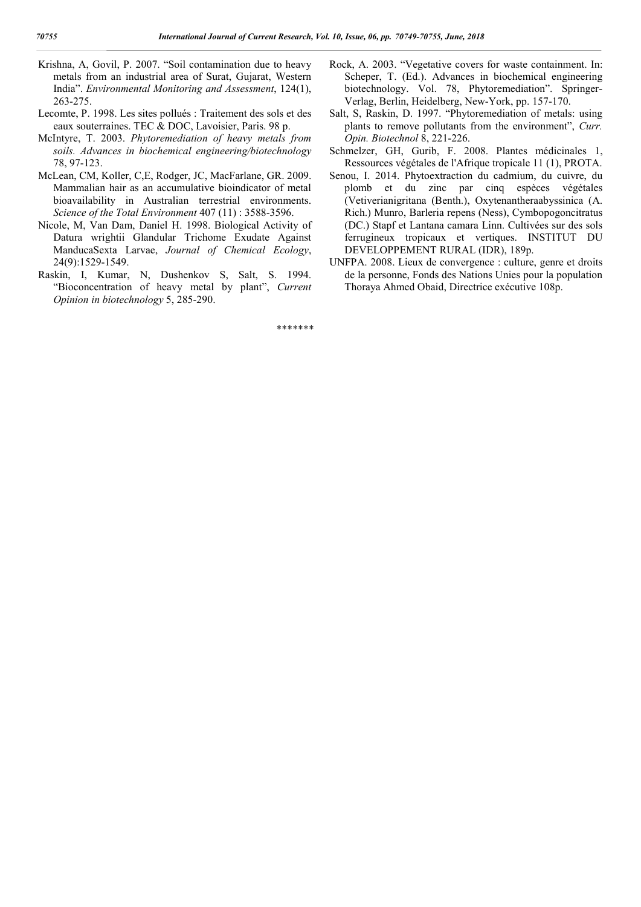Krishna, A, Govil, P. 2007. "Soil contamination due to heavy metals from an industrial area of Surat, Gujarat, Western India". *Environmental Monitoring and Assessment*, 124(1), 263-275.

Lecomte, P. 1998. Les sites pollués : Traitement des sols et des eaux souterraines. TEC & DOC, Lavoisier, Paris. 98 p.

McIntyre, T. 2003. *Phytoremediation of heavy metals from soils. Advances in biochemical engineering/biotechnology* 78, 97-123.

McLean, CM, Koller, C,E, Rodger, JC, MacFarlane, GR. 2009. Mammalian hair as an accumulative bioindicator of metal bioavailability in Australian terrestrial environments. *Science of the Total Environment* 407 (11) : 3588-3596.

Nicole, M, Van Dam, Daniel H. 1998. Biological Activity of Datura wrightii Glandular Trichome Exudate Against ManducaSexta Larvae, *Journal of Chemical Ecology*, 24(9):1529-1549.

Raskin, I, Kumar, N, Dushenkov S, Salt, S. 1994. "Bioconcentration of heavy metal by plant", *Current Opinion in biotechnology* 5, 285-290.

Rock, A. 2003. "Vegetative covers for waste containment. In: Scheper, T. (Ed.). Advances in biochemical engineering biotechnology. Vol. 78, Phytoremediation". Springer-Verlag, Berlin, Heidelberg, New-York, pp. 157-170.

Salt, S, Raskin, D. 1997. "Phytoremediation of metals: using plants to remove pollutants from the environment", *Curr. Opin. Biotechnol* 8, 221-226.

Schmelzer, GH, Gurib, F. 2008. Plantes médicinales 1, Ressources végétales de l'Afrique tropicale 11 (1), PROTA.

Senou, I. 2014. Phytoextraction du cadmium, du cuivre, du plomb et du zinc par cinq espèces végétales (Vetiverianigritana (Benth.), Oxytenantheraabyssinica (A. Rich.) Munro, Barleria repens (Ness), Cymbopogoncitratus (DC.) Stapf et Lantana camara Linn. Cultivées sur des sols ferrugineux tropicaux et vertiques. INSTITUT DU DEVELOPPEMENT RURAL (IDR), 189p.

UNFPA. 2008. Lieux de convergence : culture, genre et droits de la personne, Fonds des Nations Unies pour la population Thoraya Ahmed Obaid, Directrice exécutive 108p.

\*\*\*\*\*\*\*